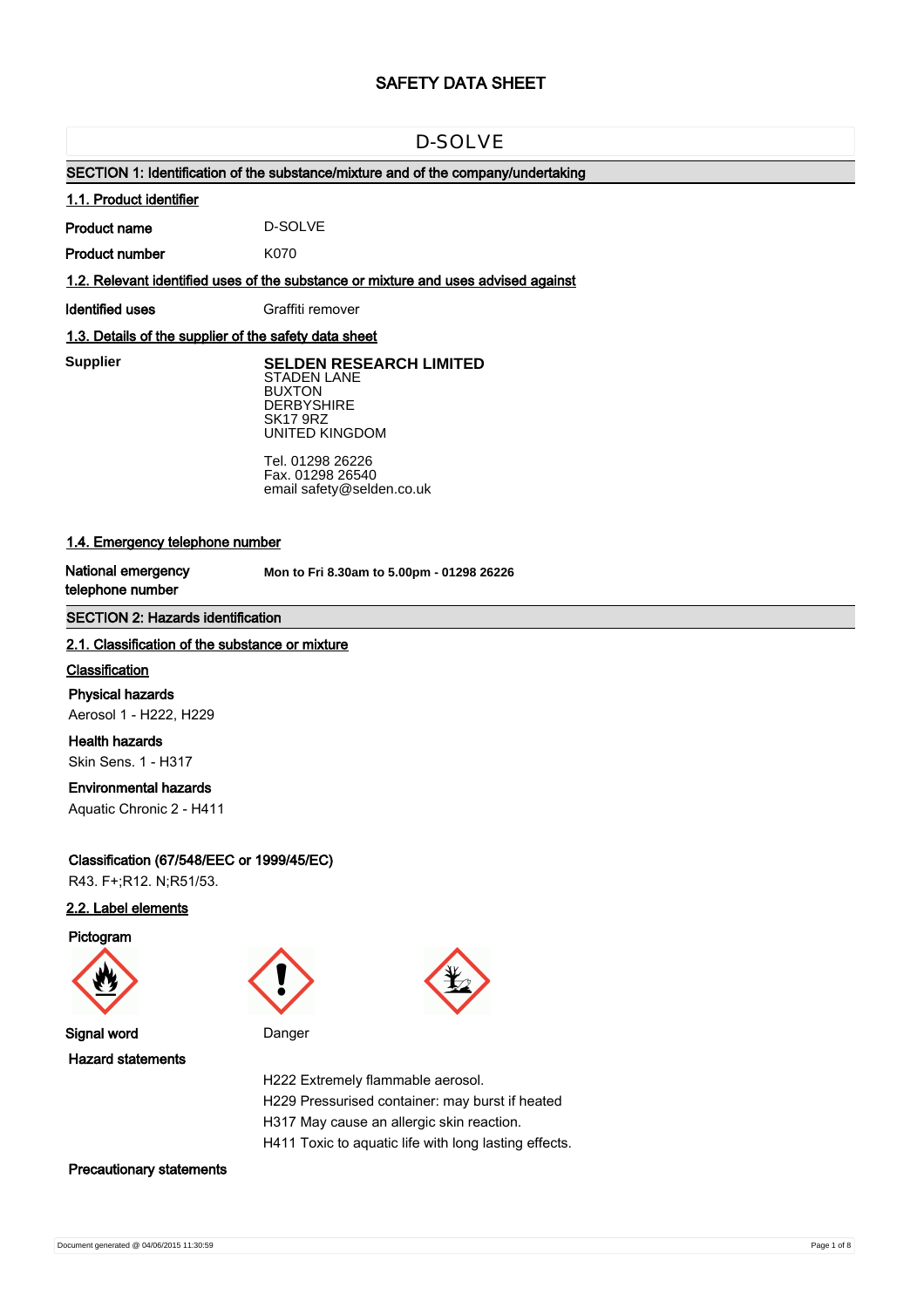# SAFETY DATA SHEET

## D-SOLVE

### SECTION 1: Identification of the substance/mixture and of the company/undertaking

#### 1.1. Product identifier

**Product name** D-SOLVE

**Product number** K070

#### 1.2. Relevant identified uses of the substance or mixture and uses advised against

**Identified uses** Graffiti remover

#### 1.3. Details of the supplier of the safety data sheet

**Supplier**

**SELDEN RESEARCH LIMITED**
STADEN LANE
BUXTON
DERBYSHIRE
SK17 9RZ
UNITED KINGDOM

Tel. 01298 26226
Fax. 01298 26540
email safety@selden.co.uk

#### 1.4. Emergency telephone number

**National emergency telephone number** **Mon to Fri 8.30am to 5.00pm - 01298 26226**

### SECTION 2: Hazards identification

#### 2.1. Classification of the substance or mixture

**Classification**

**Physical hazards**
Aerosol 1 - H222, H229

**Health hazards**
Skin Sens. 1 - H317

**Environmental hazards**
Aquatic Chronic 2 - H411

**Classification (67/548/EEC or 1999/45/EC)**
R43. F+;R12. N;R51/53.

#### 2.2. Label elements

**Pictogram**

**Signal word** Danger

**Hazard statements**

H222 Extremely flammable aerosol.
H229 Pressurised container: may burst if heated
H317 May cause an allergic skin reaction.
H411 Toxic to aquatic life with long lasting effects.

**Precautionary statements**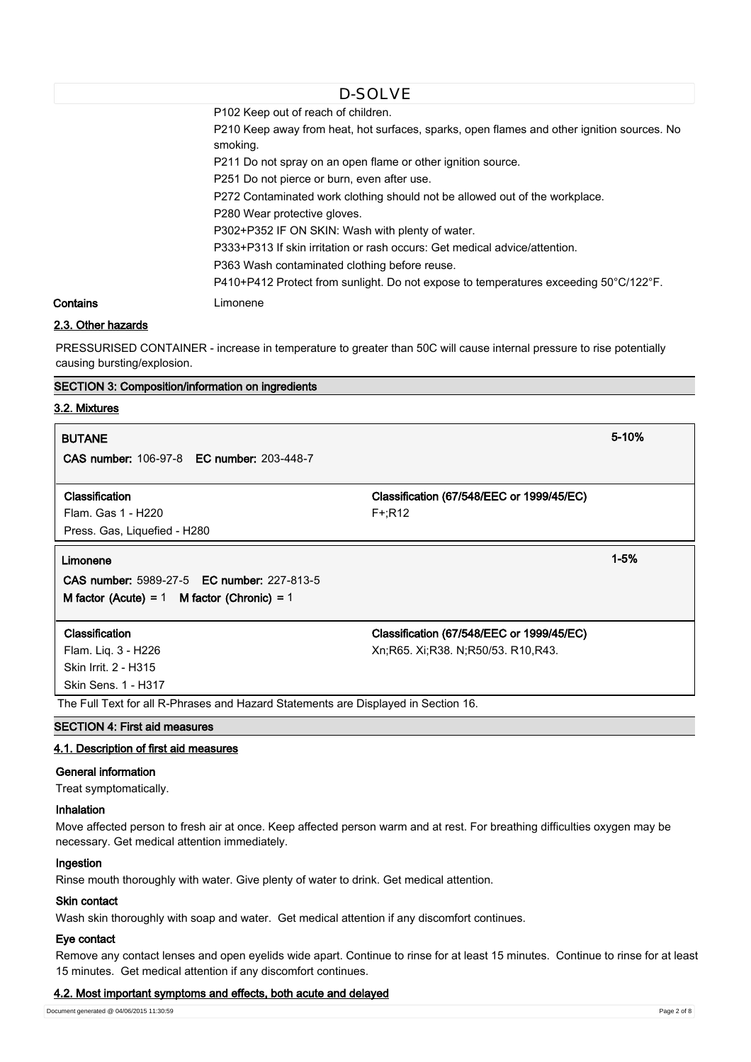P102 Keep out of reach of children.

P210 Keep away from heat, hot surfaces, sparks, open flames and other ignition sources. No smoking.

P211 Do not spray on an open flame or other ignition source.

P251 Do not pierce or burn, even after use.

P272 Contaminated work clothing should not be allowed out of the workplace.

P280 Wear protective gloves.

P302+P352 IF ON SKIN: Wash with plenty of water.

P333+P313 If skin irritation or rash occurs: Get medical advice/attention.

P363 Wash contaminated clothing before reuse.

P410+P412 Protect from sunlight. Do not expose to temperatures exceeding 50°C/122°F.

**Contains** Limonene

### 2.3. Other hazards

PRESSURISED CONTAINER - increase in temperature to greater than 50C will cause internal pressure to rise potentially causing bursting/explosion.

## SECTION 3: Composition/information on ingredients

### 3.2. Mixtures

**BUTANE** 5-10%

**CAS number:** 106-97-8 **EC number:** 203-448-7

| Classification | Classification (67/548/EEC or 1999/45/EC) |
|---|---|
| Flam. Gas 1 - H220<br>Press. Gas, Liquefied - H280 | F+;R12 |

**Limonene** 1-5%

**CAS number:** 5989-27-5 **EC number:** 227-813-5

**M factor (Acute)** = 1 **M factor (Chronic)** = 1

| Classification | Classification (67/548/EEC or 1999/45/EC) |
|---|---|
| Flam. Liq. 3 - H226<br>Skin Irrit. 2 - H315<br>Skin Sens. 1 - H317 | Xn;R65. Xi;R38. N;R50/53. R10,R43. |

The Full Text for all R-Phrases and Hazard Statements are Displayed in Section 16.

## SECTION 4: First aid measures

### 4.1. Description of first aid measures

**General information**

Treat symptomatically.

**Inhalation**

Move affected person to fresh air at once. Keep affected person warm and at rest. For breathing difficulties oxygen may be necessary. Get medical attention immediately.

**Ingestion**

Rinse mouth thoroughly with water. Give plenty of water to drink. Get medical attention.

**Skin contact**

Wash skin thoroughly with soap and water. Get medical attention if any discomfort continues.

**Eye contact**

Remove any contact lenses and open eyelids wide apart. Continue to rinse for at least 15 minutes. Continue to rinse for at least 15 minutes. Get medical attention if any discomfort continues.

### 4.2. Most important symptoms and effects, both acute and delayed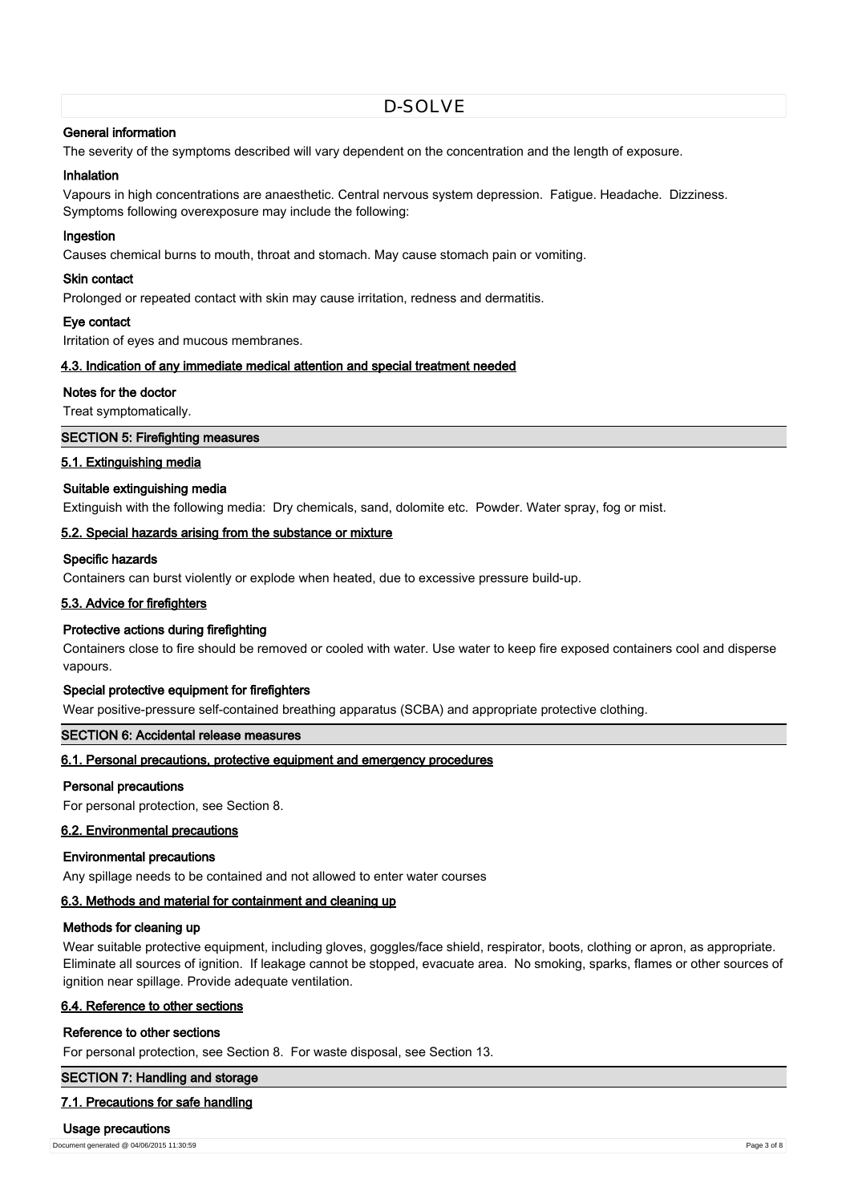#### General information

The severity of the symptoms described will vary dependent on the concentration and the length of exposure.

#### Inhalation

Vapours in high concentrations are anaesthetic. Central nervous system depression. Fatigue. Headache. Dizziness. Symptoms following overexposure may include the following:

#### Ingestion

Causes chemical burns to mouth, throat and stomach. May cause stomach pain or vomiting.

#### Skin contact

Prolonged or repeated contact with skin may cause irritation, redness and dermatitis.

#### Eye contact

Irritation of eyes and mucous membranes.

### 4.3. Indication of any immediate medical attention and special treatment needed

#### Notes for the doctor

Treat symptomatically.

## SECTION 5: Firefighting measures

### 5.1. Extinguishing media

#### Suitable extinguishing media

Extinguish with the following media: Dry chemicals, sand, dolomite etc. Powder. Water spray, fog or mist.

### 5.2. Special hazards arising from the substance or mixture

#### Specific hazards

Containers can burst violently or explode when heated, due to excessive pressure build-up.

### 5.3. Advice for firefighters

#### Protective actions during firefighting

Containers close to fire should be removed or cooled with water. Use water to keep fire exposed containers cool and disperse vapours.

#### Special protective equipment for firefighters

Wear positive-pressure self-contained breathing apparatus (SCBA) and appropriate protective clothing.

## SECTION 6: Accidental release measures

### 6.1. Personal precautions, protective equipment and emergency procedures

#### Personal precautions

For personal protection, see Section 8.

### 6.2. Environmental precautions

#### Environmental precautions

Any spillage needs to be contained and not allowed to enter water courses

### 6.3. Methods and material for containment and cleaning up

#### Methods for cleaning up

Wear suitable protective equipment, including gloves, goggles/face shield, respirator, boots, clothing or apron, as appropriate. Eliminate all sources of ignition. If leakage cannot be stopped, evacuate area. No smoking, sparks, flames or other sources of ignition near spillage. Provide adequate ventilation.

### 6.4. Reference to other sections

#### Reference to other sections

For personal protection, see Section 8. For waste disposal, see Section 13.

## SECTION 7: Handling and storage

### 7.1. Precautions for safe handling

#### Usage precautions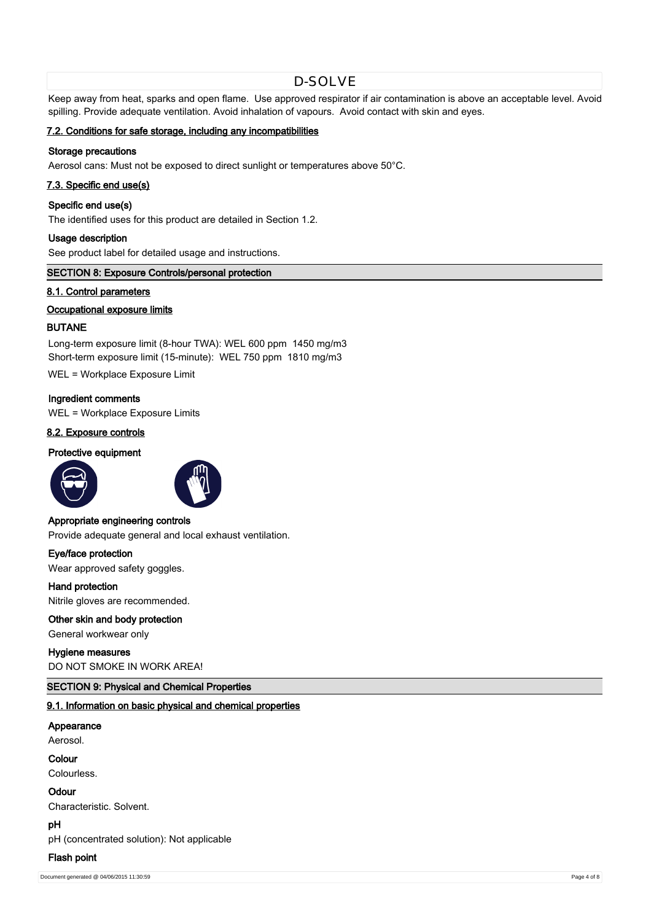Keep away from heat, sparks and open flame. Use approved respirator if air contamination is above an acceptable level. Avoid spilling. Provide adequate ventilation. Avoid inhalation of vapours. Avoid contact with skin and eyes.

### 7.2. Conditions for safe storage, including any incompatibilities

**Storage precautions**

Aerosol cans: Must not be exposed to direct sunlight or temperatures above 50°C.

### 7.3. Specific end use(s)

**Specific end use(s)**

The identified uses for this product are detailed in Section 1.2.

**Usage description**

See product label for detailed usage and instructions.

## SECTION 8: Exposure Controls/personal protection

### 8.1. Control parameters

**Occupational exposure limits**

**BUTANE**

Long-term exposure limit (8-hour TWA): WEL 600 ppm 1450 mg/m3
Short-term exposure limit (15-minute): WEL 750 ppm 1810 mg/m3

WEL = Workplace Exposure Limit

**Ingredient comments**

WEL = Workplace Exposure Limits

### 8.2. Exposure controls

**Protective equipment**

**Appropriate engineering controls**

Provide adequate general and local exhaust ventilation.

**Eye/face protection**

Wear approved safety goggles.

**Hand protection**

Nitrile gloves are recommended.

**Other skin and body protection**

General workwear only

**Hygiene measures**

DO NOT SMOKE IN WORK AREA!

## SECTION 9: Physical and Chemical Properties

### 9.1. Information on basic physical and chemical properties

**Appearance**

Aerosol.

**Colour**

Colourless.

**Odour**

Characteristic. Solvent.

**pH**

pH (concentrated solution): Not applicable

**Flash point**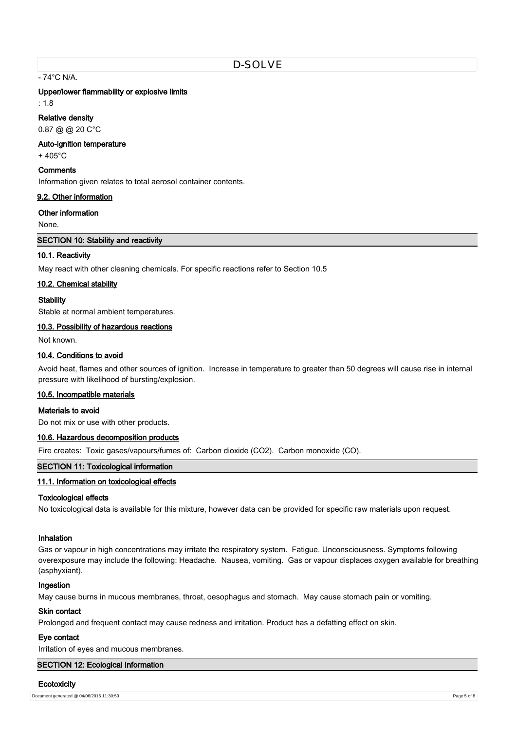- 74°C N/A.

**Upper/lower flammability or explosive limits**

: 1.8

**Relative density**

0.87 @ @ 20 C°C

**Auto-ignition temperature**

+ 405°C

**Comments**

Information given relates to total aerosol container contents.

### 9.2. Other information

**Other information**

None.

## SECTION 10: Stability and reactivity

### 10.1. Reactivity

May react with other cleaning chemicals. For specific reactions refer to Section 10.5

### 10.2. Chemical stability

**Stability**

Stable at normal ambient temperatures.

### 10.3. Possibility of hazardous reactions

Not known.

### 10.4. Conditions to avoid

Avoid heat, flames and other sources of ignition. Increase in temperature to greater than 50 degrees will cause rise in internal pressure with likelihood of bursting/explosion.

### 10.5. Incompatible materials

**Materials to avoid**

Do not mix or use with other products.

### 10.6. Hazardous decomposition products

Fire creates: Toxic gases/vapours/fumes of: Carbon dioxide ($CO_2$). Carbon monoxide (CO).

## SECTION 11: Toxicological information

### 11.1. Information on toxicological effects

**Toxicological effects**

No toxicological data is available for this mixture, however data can be provided for specific raw materials upon request.

**Inhalation**

Gas or vapour in high concentrations may irritate the respiratory system. Fatigue. Unconsciousness. Symptoms following overexposure may include the following: Headache. Nausea, vomiting. Gas or vapour displaces oxygen available for breathing (asphyxiant).

**Ingestion**

May cause burns in mucous membranes, throat, oesophagus and stomach. May cause stomach pain or vomiting.

**Skin contact**

Prolonged and frequent contact may cause redness and irritation. Product has a defatting effect on skin.

**Eye contact**

Irritation of eyes and mucous membranes.

## SECTION 12: Ecological Information

**Ecotoxicity**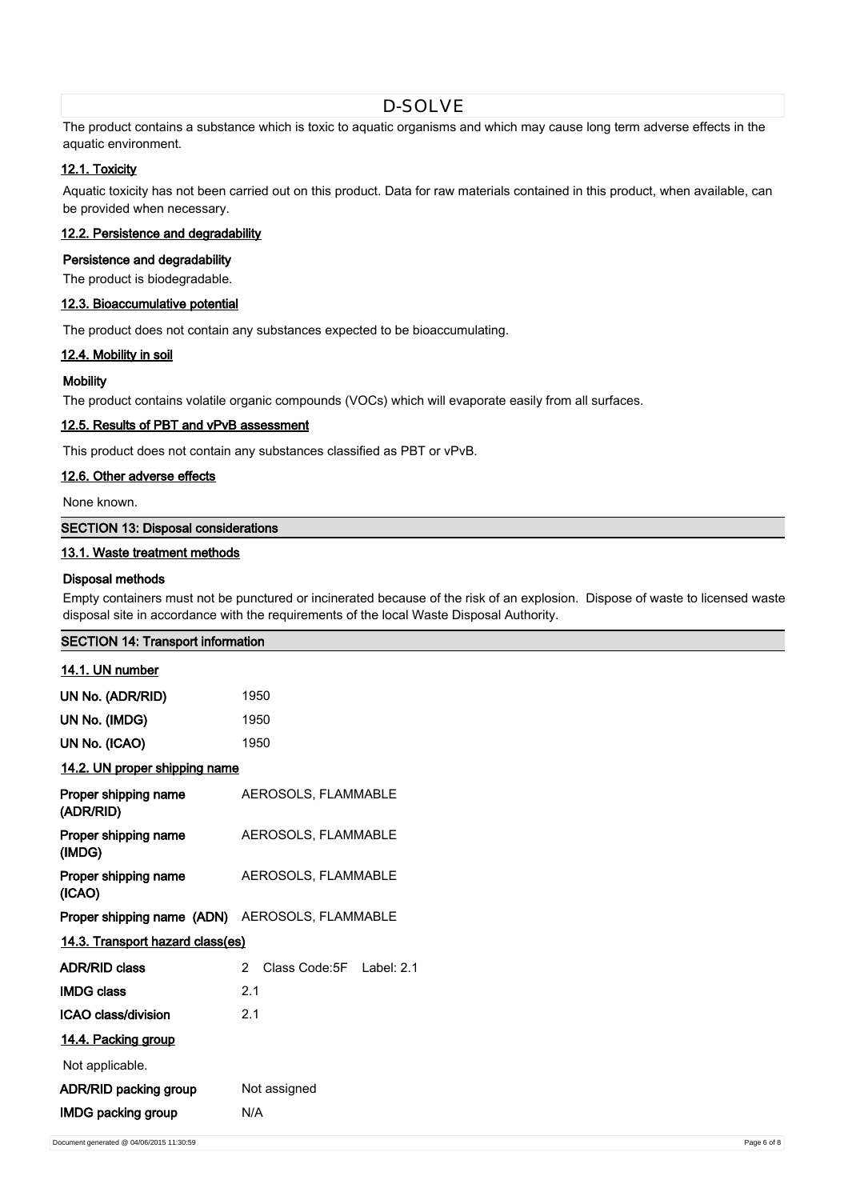The product contains a substance which is toxic to aquatic organisms and which may cause long term adverse effects in the aquatic environment.

### 12.1. Toxicity

Aquatic toxicity has not been carried out on this product. Data for raw materials contained in this product, when available, can be provided when necessary.

### 12.2. Persistence and degradability

**Persistence and degradability**

The product is biodegradable.

### 12.3. Bioaccumulative potential

The product does not contain any substances expected to be bioaccumulating.

### 12.4. Mobility in soil

**Mobility**

The product contains volatile organic compounds (VOCs) which will evaporate easily from all surfaces.

### 12.5. Results of PBT and vPvB assessment

This product does not contain any substances classified as PBT or vPvB.

### 12.6. Other adverse effects

None known.

## SECTION 13: Disposal considerations

### 13.1. Waste treatment methods

**Disposal methods**

Empty containers must not be punctured or incinerated because of the risk of an explosion. Dispose of waste to licensed waste disposal site in accordance with the requirements of the local Waste Disposal Authority.

## SECTION 14: Transport information

### 14.1. UN number

| | |
|---|---|
| **UN No. (ADR/RID)** | 1950 |
| **UN No. (IMDG)** | 1950 |
| **UN No. (ICAO)** | 1950 |

### 14.2. UN proper shipping name

| | |
|---|---|
| **Proper shipping name (ADR/RID)** | AEROSOLS, FLAMMABLE |
| **Proper shipping name (IMDG)** | AEROSOLS, FLAMMABLE |
| **Proper shipping name (ICAO)** | AEROSOLS, FLAMMABLE |
| **Proper shipping name (ADN)** | AEROSOLS, FLAMMABLE |

### 14.3. Transport hazard class(es)

| | |
|---|---|
| **ADR/RID class** | 2 Class Code:5F Label: 2.1 |
| **IMDG class** | 2.1 |
| **ICAO class/division** | 2.1 |

### 14.4. Packing group

Not applicable.

| | |
|---|---|
| **ADR/RID packing group** | Not assigned |
| **IMDG packing group** | N/A |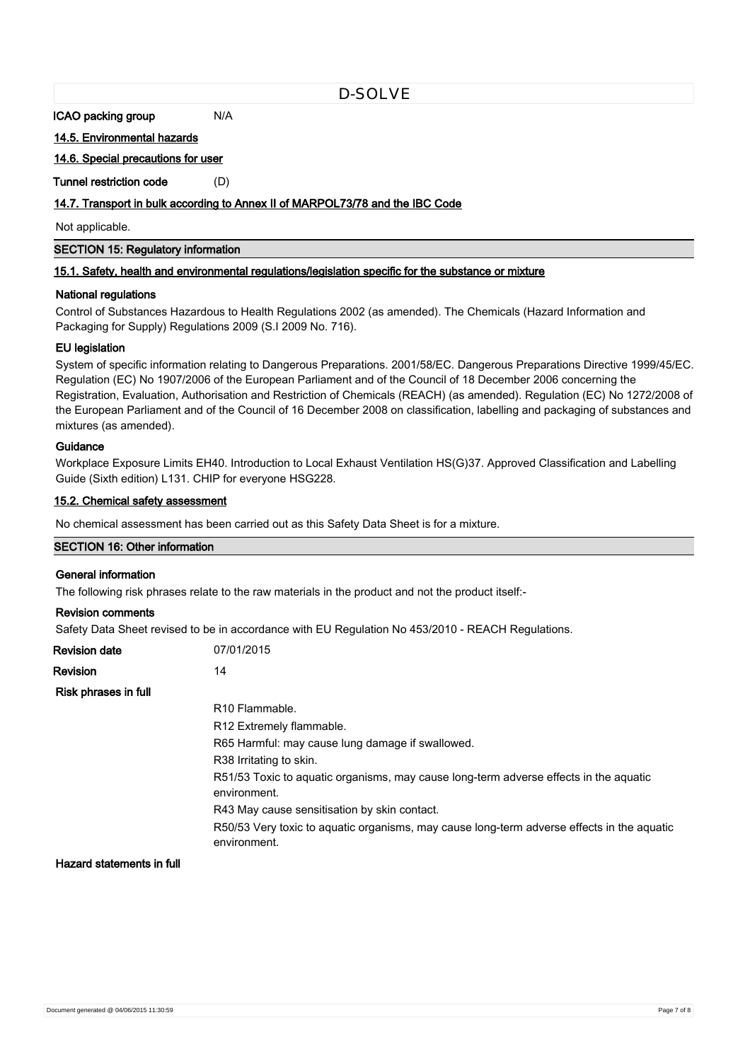**ICAO packing group** N/A

### 14.5. Environmental hazards

### 14.6. Special precautions for user

**Tunnel restriction code** (D)

### 14.7. Transport in bulk according to Annex II of MARPOL73/78 and the IBC Code

Not applicable.

## SECTION 15: Regulatory information

### 15.1. Safety, health and environmental regulations/legislation specific for the substance or mixture

**National regulations**

Control of Substances Hazardous to Health Regulations 2002 (as amended). The Chemicals (Hazard Information and Packaging for Supply) Regulations 2009 (S.I 2009 No. 716).

**EU legislation**

System of specific information relating to Dangerous Preparations. 2001/58/EC. Dangerous Preparations Directive 1999/45/EC. Regulation (EC) No 1907/2006 of the European Parliament and of the Council of 18 December 2006 concerning the Registration, Evaluation, Authorisation and Restriction of Chemicals (REACH) (as amended). Regulation (EC) No 1272/2008 of the European Parliament and of the Council of 16 December 2008 on classification, labelling and packaging of substances and mixtures (as amended).

**Guidance**

Workplace Exposure Limits EH40. Introduction to Local Exhaust Ventilation HS(G)37. Approved Classification and Labelling Guide (Sixth edition) L131. CHIP for everyone HSG228.

### 15.2. Chemical safety assessment

No chemical assessment has been carried out as this Safety Data Sheet is for a mixture.

## SECTION 16: Other information

**General information**

The following risk phrases relate to the raw materials in the product and not the product itself:-

**Revision comments**

Safety Data Sheet revised to be in accordance with EU Regulation No 453/2010 - REACH Regulations.

**Revision date** 07/01/2015

**Revision** 14

**Risk phrases in full**

- R10 Flammable.
- R12 Extremely flammable.
- R65 Harmful: may cause lung damage if swallowed.
- R38 Irritating to skin.
- R51/53 Toxic to aquatic organisms, may cause long-term adverse effects in the aquatic environment.
- R43 May cause sensitisation by skin contact.
- R50/53 Very toxic to aquatic organisms, may cause long-term adverse effects in the aquatic environment.

**Hazard statements in full**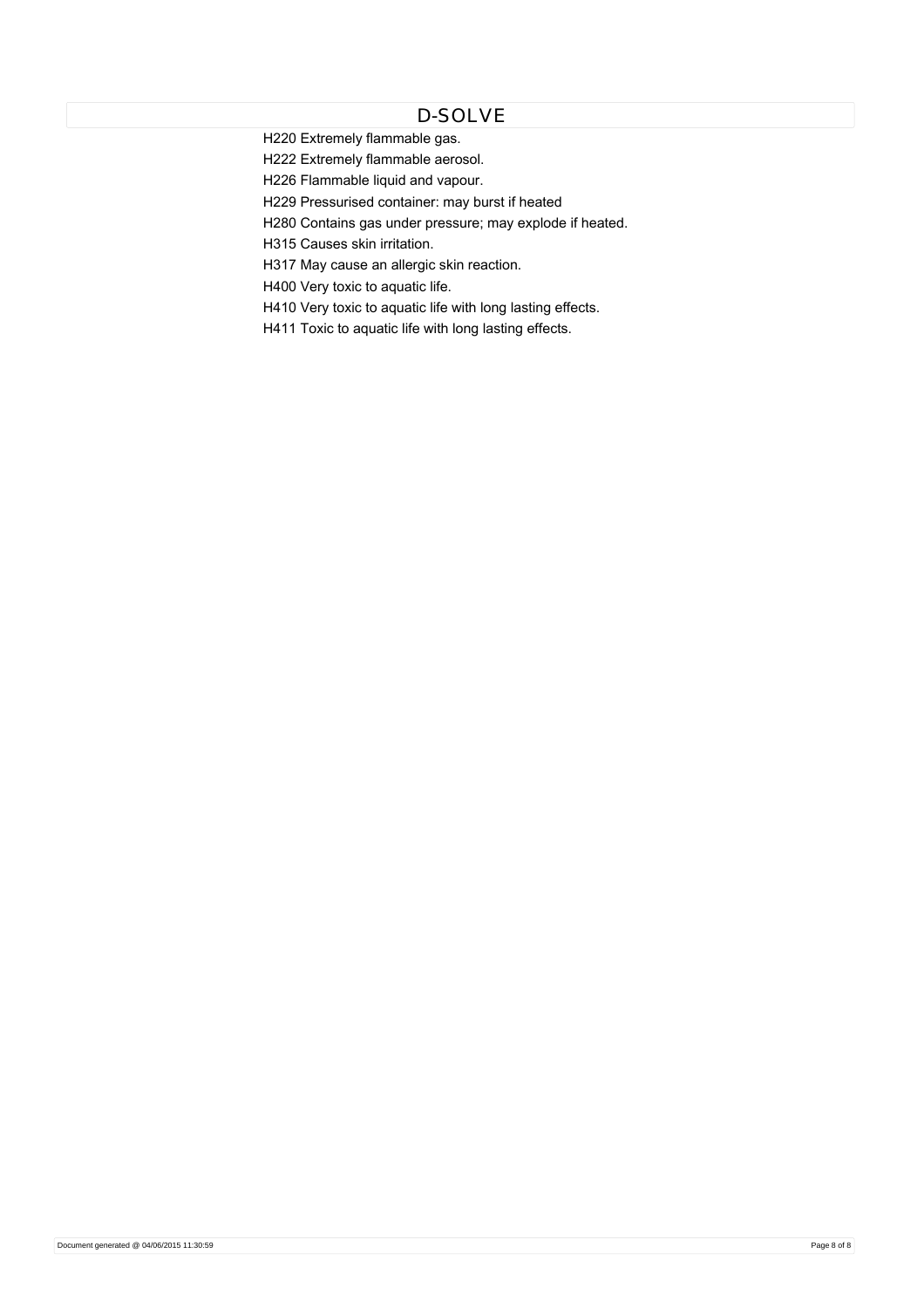H220 Extremely flammable gas.

H222 Extremely flammable aerosol.

H226 Flammable liquid and vapour.

H229 Pressurised container: may burst if heated

H280 Contains gas under pressure; may explode if heated.

H315 Causes skin irritation.

H317 May cause an allergic skin reaction.

H400 Very toxic to aquatic life.

H410 Very toxic to aquatic life with long lasting effects.

H411 Toxic to aquatic life with long lasting effects.